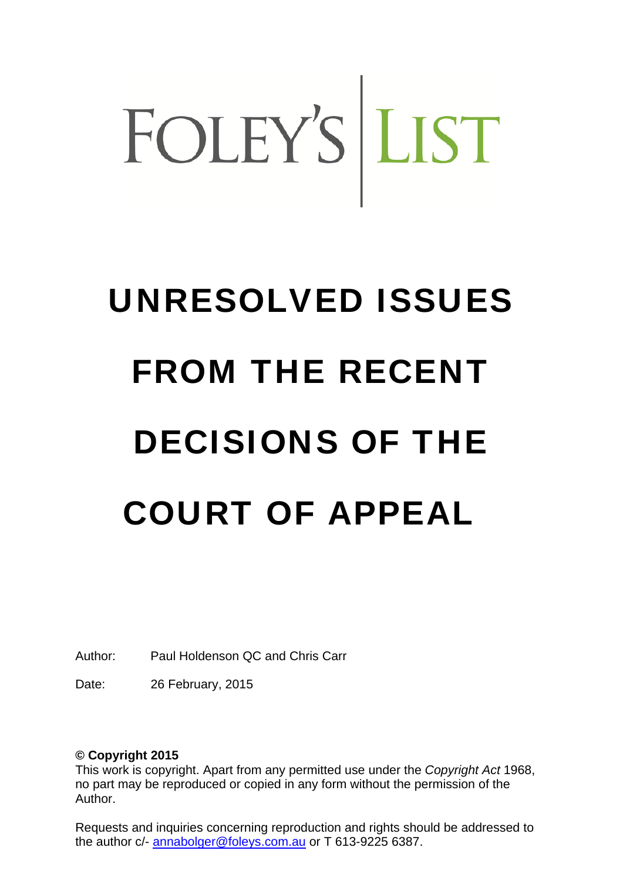FOLEY'S | LIST

# UNRESOLVED ISSUES FROM THE RECENT DECISIONS OF THE COURT OF APPEAL

Author: Paul Holdenson QC and Chris Carr

Date: 26 February, 2015

**© Copyright 2015**
This work is copyright. Apart from any permitted use under the *Copyright Act* 1968, no part may be reproduced or copied in any form without the permission of the Author.

Requests and inquiries concerning reproduction and rights should be addressed to the author c/- annabolger@foleys.com.au or T 613-9225 6387.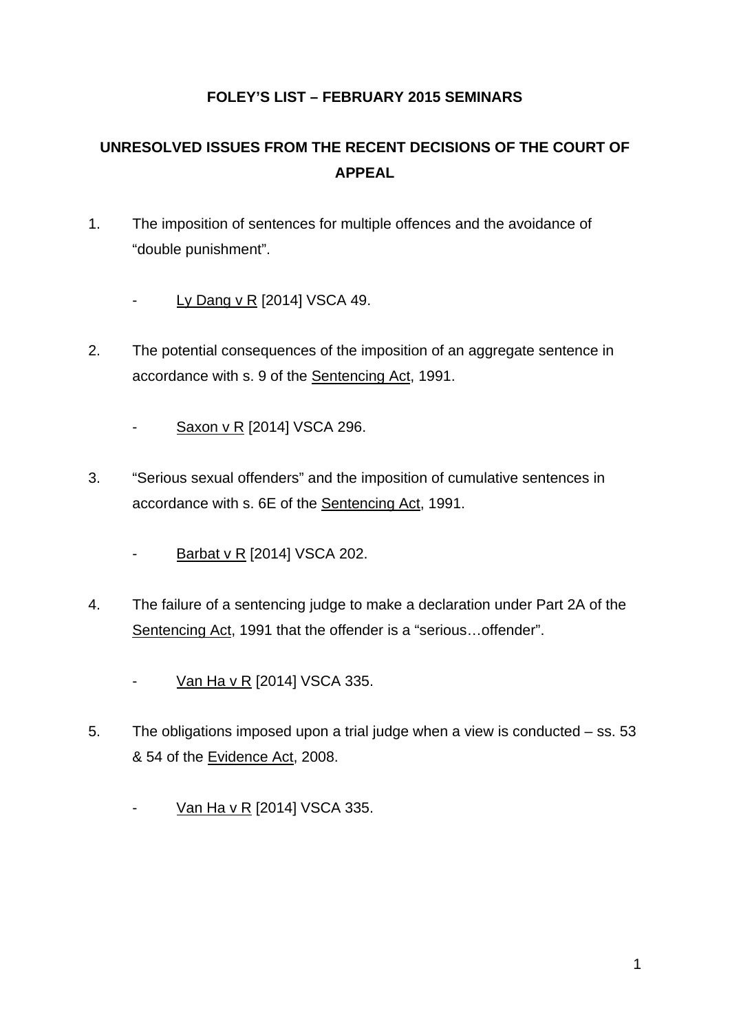**FOLEY'S LIST – FEBRUARY 2015 SEMINARS**

## UNRESOLVED ISSUES FROM THE RECENT DECISIONS OF THE COURT OF APPEAL

1. The imposition of sentences for multiple offences and the avoidance of "double punishment".

   - Ly Dang v R [2014] VSCA 49.

2. The potential consequences of the imposition of an aggregate sentence in accordance with s. 9 of the Sentencing Act, 1991.

   - Saxon v R [2014] VSCA 296.

3. "Serious sexual offenders" and the imposition of cumulative sentences in accordance with s. 6E of the Sentencing Act, 1991.

   - Barbat v R [2014] VSCA 202.

4. The failure of a sentencing judge to make a declaration under Part 2A of the Sentencing Act, 1991 that the offender is a "serious…offender".

   - Van Ha v R [2014] VSCA 335.

5. The obligations imposed upon a trial judge when a view is conducted – ss. 53 & 54 of the Evidence Act, 2008.

   - Van Ha v R [2014] VSCA 335.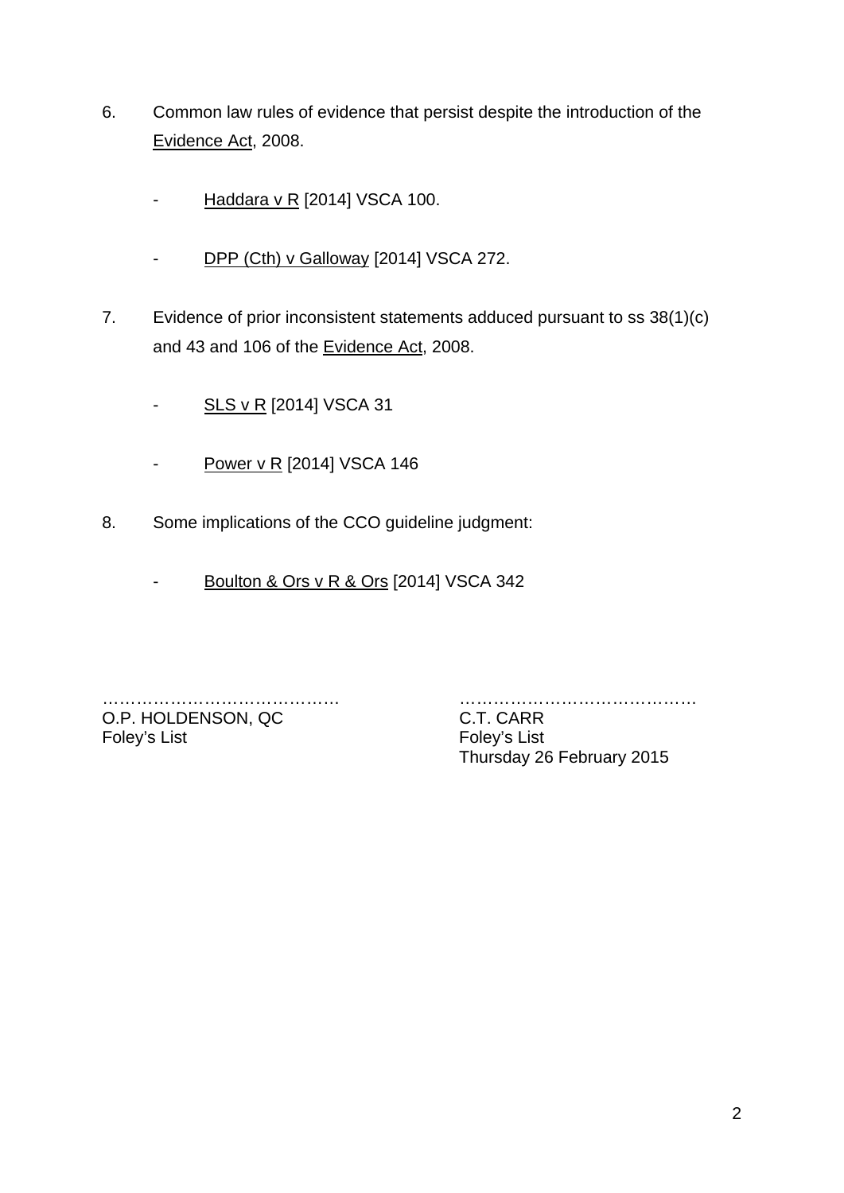6. Common law rules of evidence that persist despite the introduction of the Evidence Act, 2008.

   - Haddara v R [2014] VSCA 100.

   - DPP (Cth) v Galloway [2014] VSCA 272.

7. Evidence of prior inconsistent statements adduced pursuant to ss 38(1)(c) and 43 and 106 of the Evidence Act, 2008.

   - SLS v R [2014] VSCA 31

   - Power v R [2014] VSCA 146

8. Some implications of the CCO guideline judgment:

   - Boulton & Ors v R & Ors [2014] VSCA 342

……………………………………
O.P. HOLDENSON, QC
Foley's List

……………………………………
C.T. CARR
Foley's List
Thursday 26 February 2015